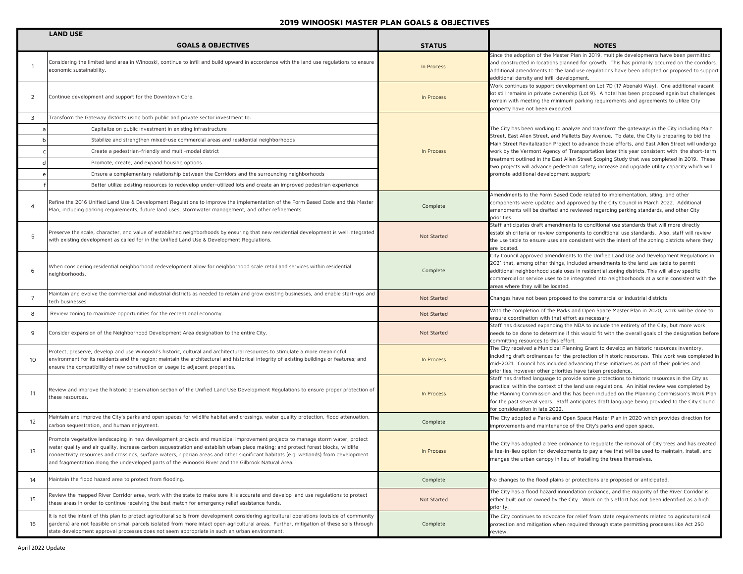# 2019 WINOOSKI MASTER PLAN GOALS & OBJECTIVES

## LAND USE

| | GOALS & OBJECTIVES | STATUS | NOTES |
|---|---|---|---|
| 1 | Considering the limited land area in Winooski, continue to infill and build upward in accordance with the land use regulations to ensure economic sustainability. | In Process | Since the adoption of the Master Plan in 2019, multiple developments have been permitted and constructed in locations planned for growth. This has primarily occurred on the corridors. Additional amendments to the land use regulations have been adopted or proposed to support additional density and infill development. |
| 2 | Continue development and support for the Downtown Core. | In Process | Work continues to support development on Lot 7D (17 Abenaki Way). One additional vacant lot still remains in private ownership (Lot 9). A hotel has been proposed again but challenges remain with meeting the minimum parking requirements and agreements to utilize City property have not been executed. |
| 3 | Transform the Gateway districts using both public and private sector investment to: | In Process | The City has been working to analyze and transform the gateways in the City including Main Street, East Allen Street, and Malletts Bay Avenue. To date, the City is preparing to bid the Main Street Revitalization Project to advance those efforts, and East Allen Street will undergo work by the Vermont Agency of Transportation later this year consistent with the short-term treatment outlined in the East Allen Street Scoping Study that was completed in 2019. These two projects will advance pedestrian safety; increase and upgrade utility capacity which will promote additional development support; |
| a | Capitalize on public investment in existing infrastructure | | |
| b | Stabilize and strengthen mixed-use commercial areas and residential neighborhoods | | |
| c | Create a pedestrian-friendly and multi-modal district | | |
| d | Promote, create, and expand housing options | | |
| e | Ensure a complementary relationship between the Corridors and the surrounding neighborhoods | | |
| f | Better utilize existing resources to redevelop under-utilized lots and create an improved pedestrian experience | | |
| 4 | Refine the 2016 Unified Land Use & Development Regulations to improve the implementation of the Form Based Code and this Master Plan, including parking requirements, future land uses, stormwater management, and other refinements. | Complete | Amendments to the Form Based Code related to implementation, siting, and other components were updated and approved by the City Council in March 2022. Additional amendments will be drafted and reviewed regarding parking standards, and other City priorities. |
| 5 | Preserve the scale, character, and value of established neighborhoods by ensuring that new residential development is well integrated with existing development as called for in the Unified Land Use & Development Regulations. | Not Started | Staff anticipates draft amendments to conditional use standards that will more directly establish criteria or review components to conditional use standards. Also, staff will review the use table to ensure uses are consistent with the intent of the zoning districts where they are located. |
| 6 | When considering residential neighborhood redevelopment allow for neighborhood scale retail and services within residential neighborhoods. | Complete | City Council approved amendments to the Unified Land Use and Development Regulations in 2021 that, among other things, included amendments to the land use table to permit additional neighborhood scale uses in residential zoning districts. This will allow specific commercial or service uses to be integrated into neighborhoods at a scale consistent with the areas where they will be located. |
| 7 | Maintain and evolve the commercial and industrial districts as needed to retain and grow existing businesses, and enable start-ups and tech businesses | Not Started | Changes have not been proposed to the commercial or industrial districts |
| 8 | Review zoning to maximize opportunities for the recreational economy. | Not Started | With the completion of the Parks and Open Space Master Plan in 2020, work will be done to ensure coordination with that effort as necessary. |
| 9 | Consider expansion of the Neighborhood Development Area designation to the entire City. | Not Started | Staff has discussed expanding the NDA to include the entirety of the City, but more work needs to be done to determine if this would fit with the overall goals of the designation before committing resources to this effort. |
| 10 | Protect, preserve, develop and use Winooski's historic, cultural and architectural resources to stimulate a more meaningful environment for its residents and the region; maintain the architectural and historical integrity of existing buildings or features; and ensure the compatibility of new construction or usage to adjacent properties. | In Process | The City received a Municipal Planning Grant to develop an historic resources inventory, including draft ordinances for the protection of historic resources. This work was completed in mid-2021. Council has included advancing these initiatives as part of their policies and priorities, however other priorities have taken precedence. |
| 11 | Review and improve the historic preservation section of the Unified Land Use Development Regulations to ensure proper protection of these resources. | In Process | Staff has drafted language to provide some protections to historic resources in the City as practical within the context of the land use regulations. An initial review was completed by the Planning Commission and this has been included on the Planning Commission's Work Plan for the past several years. Staff anticipates draft language being provided to the City Council for consideration in late 2022. |
| 12 | Maintain and improve the City's parks and open spaces for wildlife habitat and crossings, water quality protection, flood attenuation, carbon sequestration, and human enjoyment. | Complete | The City adopted a Parks and Open Space Master Plan in 2020 which provides direction for improvements and maintenance of the City's parks and open space. |
| 13 | Promote vegetative landscaping in new development projects and municipal improvement projects to manage storm water, protect water quality and air quality, increase carbon sequestration and establish urban place making; and protect forest blocks, wildlife connectivity resources and crossings, surface waters, riparian areas and other significant habitats (e.g. wetlands) from development and fragmentation along the undeveloped parts of the Winooski River and the Gilbrook Natural Area. | In Process | The City has adopted a tree ordinance to regualate the removal of City trees and has created a fee-in-lieu option for developments to pay a fee that will be used to maintain, install, and mangae the urban canopy in lieu of installing the trees themselves. |
| 14 | Maintain the flood hazard area to protect from flooding. | Complete | No changes to the flood plains or protections are proposed or anticipated. |
| 15 | Review the mapped River Corridor area, work with the state to make sure it is accurate and develop land use regulations to protect these areas in order to continue receiving the best match for emergency relief assistance funds. | Not Started | The City has a flood hazard innundation ordiance, and the majority of the River Corridor is either built out or owned by the City. Work on this effort has not been identified as a high priority. |
| 16 | It is not the intent of this plan to protect agricultural soils from development considering agricultural operations (outside of community gardens) are not feasible on small parcels isolated from more intact open agricultural areas. Further, mitigation of these soils through state development approval processes does not seem appropriate in such an urban environment. | Complete | The City continues to advocate for relief from state requirements related to agricultural soil protection and mitigation when required through state permitting processes like Act 250 review. |

April 2022 Update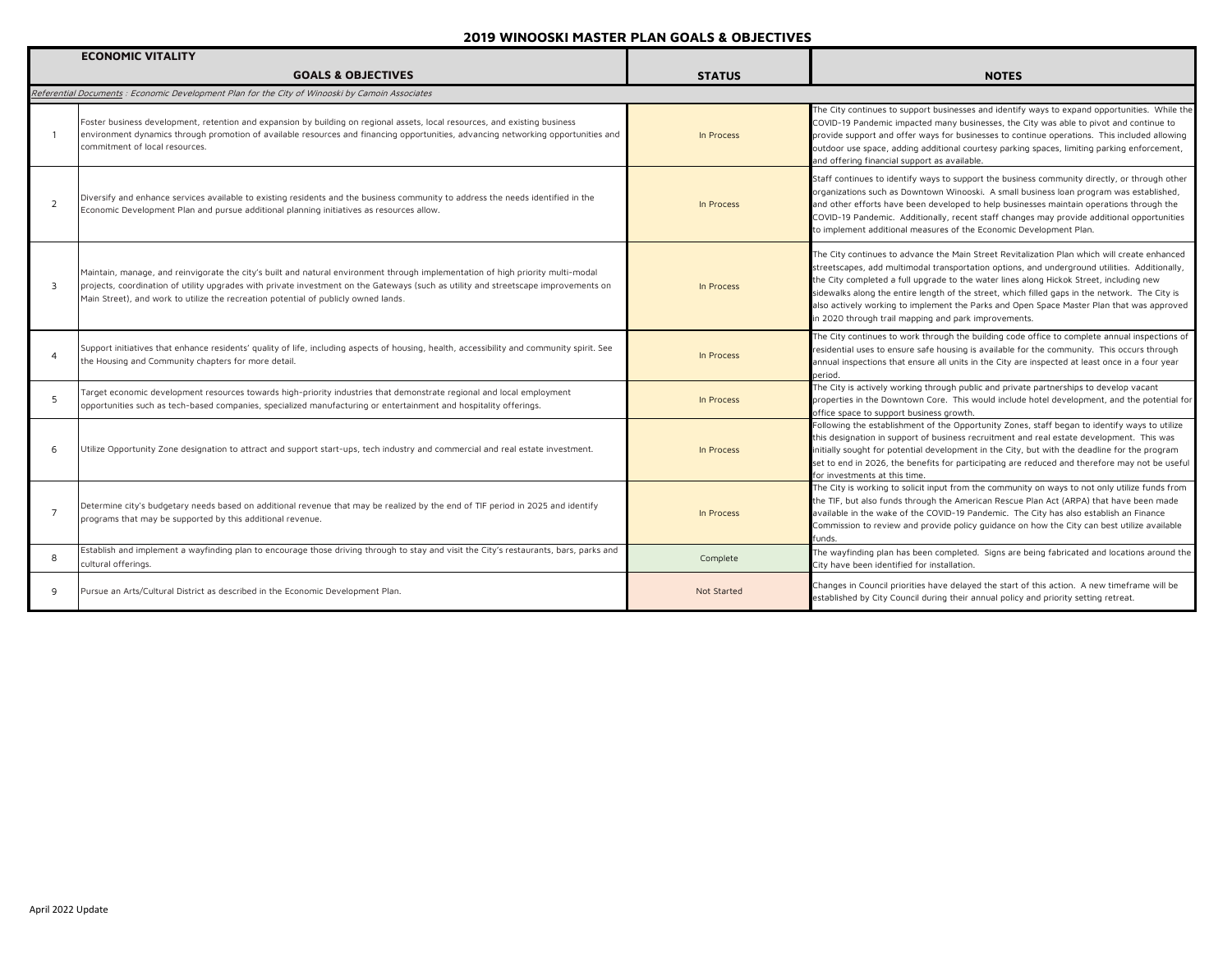## 2019 WINOOSKI MASTER PLAN GOALS & OBJECTIVES

| ECONOMIC VITALITY | GOALS & OBJECTIVES | STATUS | NOTES |
|---|---|---|---|
| *Referential Documents : Economic Development Plan for the City of Winooski by Camoin Associates* | | | |
| 1 | Foster business development, retention and expansion by building on regional assets, local resources, and existing business environment dynamics through promotion of available resources and financing opportunities, advancing networking opportunities and commitment of local resources. | In Process | The City continues to support businesses and identify ways to expand opportunities. While the COVID-19 Pandemic impacted many businesses, the City was able to pivot and continue to provide support and offer ways for businesses to continue operations. This included allowing outdoor use space, adding additional courtesy parking spaces, limiting parking enforcement, and offering financial support as available. |
| 2 | Diversify and enhance services available to existing residents and the business community to address the needs identified in the Economic Development Plan and pursue additional planning initiatives as resources allow. | In Process | Staff continues to identify ways to support the business community directly, or through other organizations such as Downtown Winooski. A small business loan program was established, and other efforts have been developed to help businesses maintain operations through the COVID-19 Pandemic. Additionally, recent staff changes may provide additional opportunities to implement additional measures of the Economic Development Plan. |
| 3 | Maintain, manage, and reinvigorate the city's built and natural environment through implementation of high priority multi-modal projects, coordination of utility upgrades with private investment on the Gateways (such as utility and streetscape improvements on Main Street), and work to utilize the recreation potential of publicly owned lands. | In Process | The City continues to advance the Main Street Revitalization Plan which will create enhanced streetscapes, add multimodal transportation options, and underground utilities. Additionally, the City completed a full upgrade to the water lines along Hickok Street, including new sidewalks along the entire length of the street, which filled gaps in the network. The City is also actively working to implement the Parks and Open Space Master Plan that was approved in 2020 through trail mapping and park improvements. |
| 4 | Support initiatives that enhance residents' quality of life, including aspects of housing, health, accessibility and community spirit. See the Housing and Community chapters for more detail. | In Process | The City continues to work through the building code office to complete annual inspections of residential uses to ensure safe housing is available for the community. This occurs through annual inspections that ensure all units in the City are inspected at least once in a four year period. |
| 5 | Target economic development resources towards high-priority industries that demonstrate regional and local employment opportunities such as tech-based companies, specialized manufacturing or entertainment and hospitality offerings. | In Process | The City is actively working through public and private partnerships to develop vacant properties in the Downtown Core. This would include hotel development, and the potential for office space to support business growth. |
| 6 | Utilize Opportunity Zone designation to attract and support start-ups, tech industry and commercial and real estate investment. | In Process | Following the establishment of the Opportunity Zones, staff began to identify ways to utilize this designation in support of business recruitment and real estate development. This was initially sought for potential development in the City, but with the deadline for the program set to end in 2026, the benefits for participating are reduced and therefore may not be useful for investments at this time. |
| 7 | Determine city's budgetary needs based on additional revenue that may be realized by the end of TIF period in 2025 and identify programs that may be supported by this additional revenue. | In Process | The City is working to solicit input from the community on ways to not only utilize funds from the TIF, but also funds through the American Rescue Plan Act (ARPA) that have been made available in the wake of the COVID-19 Pandemic. The City has also establish an Finance Commission to review and provide policy guidance on how the City can best utilize available funds. |
| 8 | Establish and implement a wayfinding plan to encourage those driving through to stay and visit the City's restaurants, bars, parks and cultural offerings. | Complete | The wayfinding plan has been completed. Signs are being fabricated and locations around the City have been identified for installation. |
| 9 | Pursue an Arts/Cultural District as described in the Economic Development Plan. | Not Started | Changes in Council priorities have delayed the start of this action. A new timeframe will be established by City Council during their annual policy and priority setting retreat. |

April 2022 Update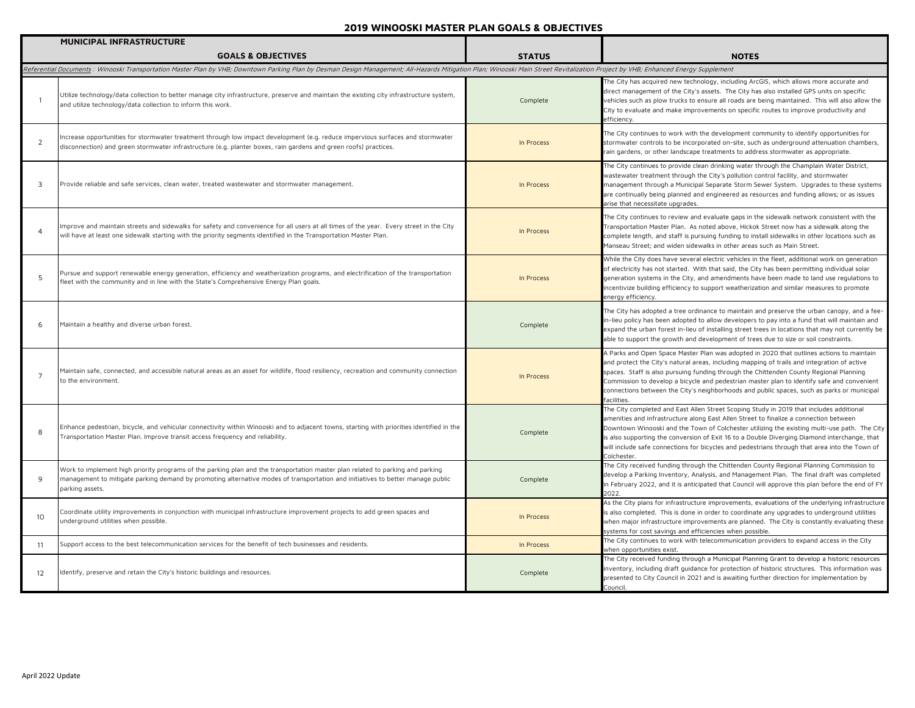## 2019 WINOOSKI MASTER PLAN GOALS & OBJECTIVES

| MUNICIPAL INFRASTRUCTURE | | | |
|---|---|---|---|
| | **GOALS & OBJECTIVES** | **STATUS** | **NOTES** |
| *Referential Documents : Winooski Transportation Master Plan by VHB; Downtown Parking Plan by Desman Design Management; All-Hazards Mitigation Plan; Winooski Main Street Revitalization Project by VHB; Enhanced Energy Supplement* | | | |
| 1 | Utilize technology/data collection to better manage city infrastructure, preserve and maintain the existing city infrastructure system, and utilize technology/data collection to inform this work. | Complete | The City has acquired new technology, including ArcGIS, which allows more accurate and direct management of the City's assets. The City has also installed GPS units on specific vehicles such as plow trucks to ensure all roads are being maintained. This will also allow the City to evaluate and make improvements on specific routes to improve productivity and efficiency. |
| 2 | Increase opportunities for stormwater treatment through low impact development (e.g. reduce impervious surfaces and stormwater disconnection) and green stormwater infrastructure (e.g. planter boxes, rain gardens and green roofs) practices. | In Process | The City continues to work with the development community to identify opportunities for stormwater controls to be incorporated on-site, such as underground attenuation chambers, rain gardens, or other landscape treatments to address stormwater as appropriate. |
| 3 | Provide reliable and safe services, clean water, treated wastewater and stormwater management. | In Process | The City continues to provide clean drinking water through the Champlain Water District, wastewater treatment through the City's pollution control facility, and stormwater management through a Municipal Separate Storm Sewer System. Upgrades to these systems are continually being planned and engineered as resources and funding allows; or as issues arise that necessitate upgrades. |
| 4 | Improve and maintain streets and sidewalks for safety and convenience for all users at all times of the year. Every street in the City will have at least one sidewalk starting with the priority segments identified in the Transportation Master Plan. | In Process | The City continues to review and evaluate gaps in the sidewalk network consistent with the Transportation Master Plan. As noted above, Hickok Street now has a sidewalk along the complete length, and staff is pursuing funding to install sidewalks in other locations such as Manseau Street; and widen sidewalks in other areas such as Main Street. |
| 5 | Pursue and support renewable energy generation, efficiency and weatherization programs, and electrification of the transportation fleet with the community and in line with the State's Comprehensive Energy Plan goals. | In Process | While the City does have several electric vehicles in the fleet, additional work on generation of electricity has not started. With that said, the City has been permitting individual solar generation systems in the City, and amendments have been made to land use regulations to incentivize building efficiency to support weatherization and similar measures to promote energy efficiency. |
| 6 | Maintain a healthy and diverse urban forest. | Complete | The City has adopted a tree ordinance to maintain and preserve the urban canopy, and a fee-in-lieu policy has been adopted to allow developers to pay into a fund that will maintain and expand the urban forest in-lieu of installing street trees in locations that may not currently be able to support the growth and development of trees due to size or soil constraints. |
| 7 | Maintain safe, connected, and accessible natural areas as an asset for wildlife, flood resiliency, recreation and community connection to the environment. | In Process | A Parks and Open Space Master Plan was adopted in 2020 that outlines actions to maintain and protect the City's natural areas, including mapping of trails and integration of active spaces. Staff is also pursuing funding through the Chittenden County Regional Planning Commission to develop a bicycle and pedestrian master plan to identify safe and convenient connections between the City's neighborhoods and public spaces, such as parks or municipal facilities. |
| 8 | Enhance pedestrian, bicycle, and vehicular connectivity within Winooski and to adjacent towns, starting with priorities identified in the Transportation Master Plan. Improve transit access frequency and reliability. | Complete | The City completed and East Allen Street Scoping Study in 2019 that includes additional amenities and infrastructure along East Allen Street to finalize a connection between Downtown Winooski and the Town of Colchester utilizing the existing multi-use path. The City is also supporting the conversion of Exit 16 to a Double Diverging Diamond interchange, that will include safe connections for bicycles and pedestrians through that area into the Town of Colchester. |
| 9 | Work to implement high priority programs of the parking plan and the transportation master plan related to parking and parking management to mitigate parking demand by promoting alternative modes of transportation and initiatives to better manage public parking assets. | Complete | The City received funding through the Chittenden County Regional Planning Commission to develop a Parking Inventory, Analysis, and Management Plan. The final draft was completed in February 2022, and it is anticipated that Council will approve this plan before the end of FY 2022. |
| 10 | Coordinate utility improvements in conjunction with municipal infrastructure improvement projects to add green spaces and underground utilities when possible. | In Process | As the City plans for infrastructure improvements, evaluations of the underlying infrastructure is also completed. This is done in order to coordinate any upgrades to underground utilities when major infrastructure improvements are planned. The City is constantly evaluating these systems for cost savings and efficiencies when possible. |
| 11 | Support access to the best telecommunication services for the benefit of tech businesses and residents. | In Process | The City continues to work with telecommunication providers to expand access in the City when opportunities exist. |
| 12 | Identify, preserve and retain the City's historic buildings and resources. | Complete | The City received funding through a Municipal Planning Grant to develop a historic resources inventory, including draft guidance for protection of historic structures. This information was presented to City Council in 2021 and is awaiting further direction for implementation by Council. |

April 2022 Update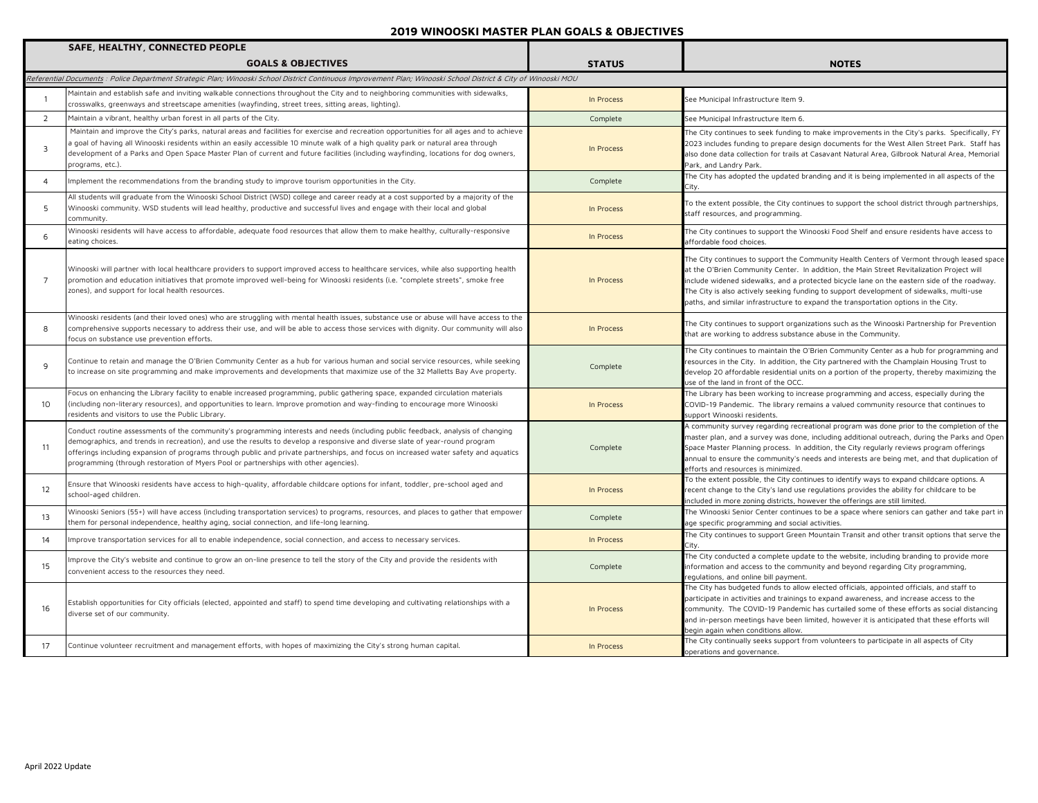# 2019 WINOOSKI MASTER PLAN GOALS & OBJECTIVES

## SAFE, HEALTHY, CONNECTED PEOPLE

*Referential Documents* : Police Department Strategic Plan; Winooski School District Continuous Improvement Plan; Winooski School District & City of Winooski MOU

| | GOALS & OBJECTIVES | STATUS | NOTES |
|---|---|---|---|
| 1 | Maintain and establish safe and inviting walkable connections throughout the City and to neighboring communities with sidewalks, crosswalks, greenways and streetscape amenities (wayfinding, street trees, sitting areas, lighting). | In Process | See Municipal Infrastructure Item 9. |
| 2 | Maintain a vibrant, healthy urban forest in all parts of the City. | Complete | See Municipal Infrastructure Item 6. |
| 3 | Maintain and improve the City's parks, natural areas and facilities for exercise and recreation opportunities for all ages and to achieve a goal of having all Winooski residents within an easily accessible 10 minute walk of a high quality park or natural area through development of a Parks and Open Space Master Plan of current and future facilities (including wayfinding, locations for dog owners, programs, etc.). | In Process | The City continues to seek funding to make improvements in the City's parks. Specifically, FY 2023 includes funding to prepare design documents for the West Allen Street Park. Staff has also done data collection for trails at Casavant Natural Area, Gilbrook Natural Area, Memorial Park, and Landry Park. |
| 4 | Implement the recommendations from the branding study to improve tourism opportunities in the City. | Complete | The City has adopted the updated branding and it is being implemented in all aspects of the City. |
| 5 | All students will graduate from the Winooski School District (WSD) college and career ready at a cost supported by a majority of the Winooski community. WSD students will lead healthy, productive and successful lives and engage with their local and global community. | In Process | To the extent possible, the City continues to support the school district through partnerships, staff resources, and programming. |
| 6 | Winooski residents will have access to affordable, adequate food resources that allow them to make healthy, culturally-responsive eating choices. | In Process | The City continues to support the Winooski Food Shelf and ensure residents have access to affordable food choices. |
| 7 | Winooski will partner with local healthcare providers to support improved access to healthcare services, while also supporting health promotion and education initiatives that promote improved well-being for Winooski residents (i.e. "complete streets", smoke free zones), and support for local health resources. | In Process | The City continues to support the Community Health Centers of Vermont through leased space at the O'Brien Community Center. In addition, the Main Street Revitalization Project will include widened sidewalks, and a protected bicycle lane on the eastern side of the roadway. The City is also actively seeking funding to support development of sidewalks, multi-use paths, and similar infrastructure to expand the transportation options in the City. |
| 8 | Winooski residents (and their loved ones) who are struggling with mental health issues, substance use or abuse will have access to the comprehensive supports necessary to address their use, and will be able to access those services with dignity. Our community will also focus on substance use prevention efforts. | In Process | The City continues to support organizations such as the Winooski Partnership for Prevention that are working to address substance abuse in the Community. |
| 9 | Continue to retain and manage the O'Brien Community Center as a hub for various human and social service resources, while seeking to increase on site programming and make improvements and developments that maximize use of the 32 Malletts Bay Ave property. | Complete | The City continues to maintain the O'Brien Community Center as a hub for programming and resources in the City. In addition, the City partnered with the Champlain Housing Trust to develop 20 affordable residential units on a portion of the property, thereby maximizing the use of the land in front of the OCC. |
| 10 | Focus on enhancing the Library facility to enable increased programming, public gathering space, expanded circulation materials (including non-literary resources), and opportunities to learn. Improve promotion and way-finding to encourage more Winooski residents and visitors to use the Public Library. | In Process | The Library has been working to increase programming and access, especially during the COVID-19 Pandemic. The library remains a valued community resource that continues to support Winooski residents. |
| 11 | Conduct routine assessments of the community's programming interests and needs (including public feedback, analysis of changing demographics, and trends in recreation), and use the results to develop a responsive and diverse slate of year-round program offerings including expansion of programs through public and private partnerships, and focus on increased water safety and aquatics programming (through restoration of Myers Pool or partnerships with other agencies). | Complete | A community survey regarding recreational program was done prior to the completion of the master plan, and a survey was done, including additional outreach, during the Parks and Open Space Master Planning process. In addition, the City regularly reviews program offerings annual to ensure the community's needs and interests are being met, and that duplication of efforts and resources is minimized. |
| 12 | Ensure that Winooski residents have access to high-quality, affordable childcare options for infant, toddler, pre-school aged and school-aged children. | In Process | To the extent possible, the City continues to identify ways to expand childcare options. A recent change to the City's land use regulations provides the ability for childcare to be included in more zoning districts, however the offerings are still limited. |
| 13 | Winooski Seniors (55+) will have access (including transportation services) to programs, resources, and places to gather that empower them for personal independence, healthy aging, social connection, and life-long learning. | Complete | The Winooski Senior Center continues to be a space where seniors can gather and take part in age specific programming and social activities. |
| 14 | Improve transportation services for all to enable independence, social connection, and access to necessary services. | In Process | The City continues to support Green Mountain Transit and other transit options that serve the City. |
| 15 | Improve the City's website and continue to grow an on-line presence to tell the story of the City and provide the residents with convenient access to the resources they need. | Complete | The City conducted a complete update to the website, including branding to provide more information and access to the community and beyond regarding City programming, regulations, and online bill payment. |
| 16 | Establish opportunities for City officials (elected, appointed and staff) to spend time developing and cultivating relationships with a diverse set of our community. | In Process | The City has budgeted funds to allow elected officials, appointed officials, and staff to participate in activities and trainings to expand awareness, and increase access to the community. The COVID-19 Pandemic has curtailed some of these efforts as social distancing and in-person meetings have been limited, however it is anticipated that these efforts will begin again when conditions allow. |
| 17 | Continue volunteer recruitment and management efforts, with hopes of maximizing the City's strong human capital. | In Process | The City continually seeks support from volunteers to participate in all aspects of City operations and governance. |

April 2022 Update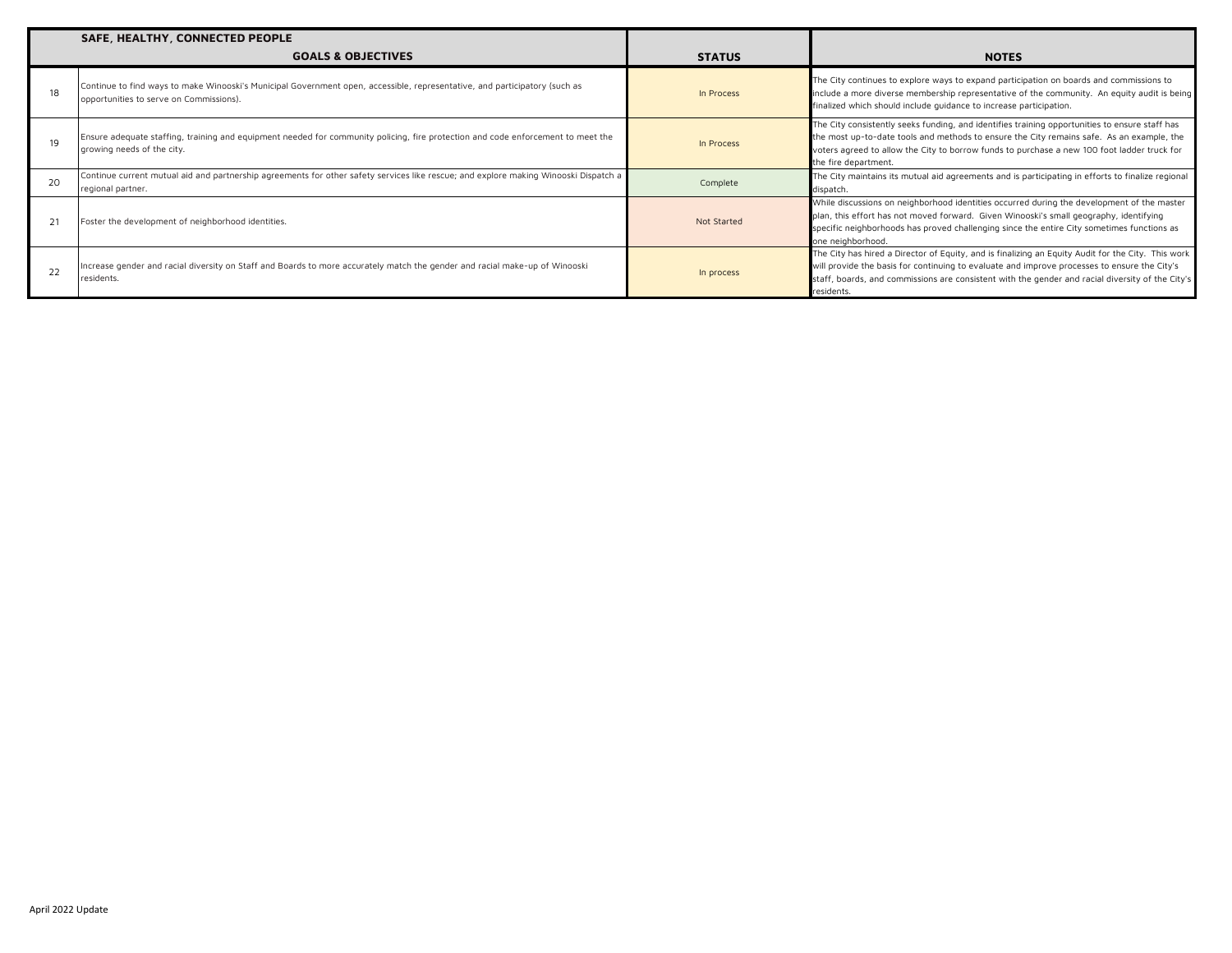| | SAFE, HEALTHY, CONNECTED PEOPLE<br>GOALS & OBJECTIVES | STATUS | NOTES |
|---|---|---|---|
| 18 | Continue to find ways to make Winooski's Municipal Government open, accessible, representative, and participatory (such as opportunities to serve on Commissions). | In Process | The City continues to explore ways to expand participation on boards and commissions to include a more diverse membership representative of the community. An equity audit is being finalized which should include guidance to increase participation. |
| 19 | Ensure adequate staffing, training and equipment needed for community policing, fire protection and code enforcement to meet the growing needs of the city. | In Process | The City consistently seeks funding, and identifies training opportunities to ensure staff has the most up-to-date tools and methods to ensure the City remains safe. As an example, the voters agreed to allow the City to borrow funds to purchase a new 100 foot ladder truck for the fire department. |
| 20 | Continue current mutual aid and partnership agreements for other safety services like rescue; and explore making Winooski Dispatch a regional partner. | Complete | The City maintains its mutual aid agreements and is participating in efforts to finalize regional dispatch. |
| 21 | Foster the development of neighborhood identities. | Not Started | While discussions on neighborhood identities occurred during the development of the master plan, this effort has not moved forward. Given Winooski's small geography, identifying specific neighborhoods has proved challenging since the entire City sometimes functions as one neighborhood. |
| 22 | Increase gender and racial diversity on Staff and Boards to more accurately match the gender and racial make-up of Winooski residents. | In process | The City has hired a Director of Equity, and is finalizing an Equity Audit for the City. This work will provide the basis for continuing to evaluate and improve processes to ensure the City's staff, boards, and commissions are consistent with the gender and racial diversity of the City's residents. |

April 2022 Update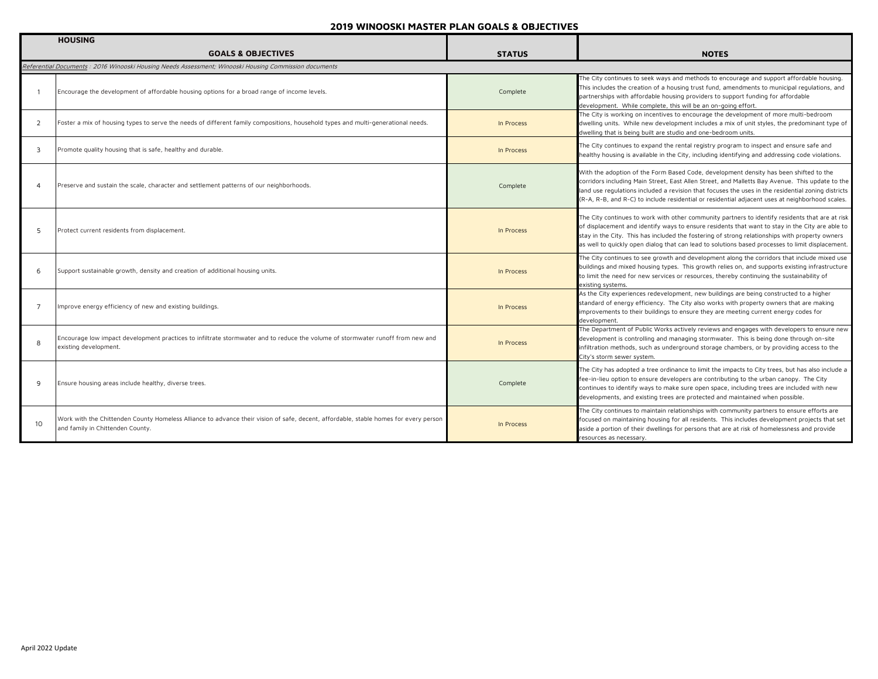## 2019 WINOOSKI MASTER PLAN GOALS & OBJECTIVES

| HOUSING | GOALS & OBJECTIVES | STATUS | NOTES |
|---|---|---|---|
| *Referential Documents : 2016 Winooski Housing Needs Assessment; Winooski Housing Commission documents* | | | |
| 1 | Encourage the development of affordable housing options for a broad range of income levels. | Complete | The City continues to seek ways and methods to encourage and support affordable housing. This includes the creation of a housing trust fund, amendments to municipal regulations, and partnerships with affordable housing providers to support funding for affordable development. While complete, this will be an on-going effort. |
| 2 | Foster a mix of housing types to serve the needs of different family compositions, household types and multi-generational needs. | In Process | The City is working on incentives to encourage the development of more multi-bedroom dwelling units. While new development includes a mix of unit styles, the predominant type of dwelling that is being built are studio and one-bedroom units. |
| 3 | Promote quality housing that is safe, healthy and durable. | In Process | The City continues to expand the rental registry program to inspect and ensure safe and healthy housing is available in the City, including identifying and addressing code violations. |
| 4 | Preserve and sustain the scale, character and settlement patterns of our neighborhoods. | Complete | With the adoption of the Form Based Code, development density has been shifted to the corridors including Main Street, East Allen Street, and Malletts Bay Avenue. This update to the land use regulations included a revision that focuses the uses in the residential zoning districts (R-A, R-B, and R-C) to include residential or residential adjacent uses at neighborhood scales. |
| 5 | Protect current residents from displacement. | In Process | The City continues to work with other community partners to identify residents that are at risk of displacement and identify ways to ensure residents that want to stay in the City are able to stay in the City. This has included the fostering of strong relationships with property owners as well to quickly open dialog that can lead to solutions based processes to limit displacement. |
| 6 | Support sustainable growth, density and creation of additional housing units. | In Process | The City continues to see growth and development along the corridors that include mixed use buildings and mixed housing types. This growth relies on, and supports existing infrastructure to limit the need for new services or resources, thereby continuing the sustainability of existing systems. |
| 7 | Improve energy efficiency of new and existing buildings. | In Process | As the City experiences redevelopment, new buildings are being constructed to a higher standard of energy efficiency. The City also works with property owners that are making improvements to their buildings to ensure they are meeting current energy codes for development. |
| 8 | Encourage low impact development practices to infiltrate stormwater and to reduce the volume of stormwater runoff from new and existing development. | In Process | The Department of Public Works actively reviews and engages with developers to ensure new development is controlling and managing stormwater. This is being done through on-site infiltration methods, such as underground storage chambers, or by providing access to the City's storm sewer system. |
| 9 | Ensure housing areas include healthy, diverse trees. | Complete | The City has adopted a tree ordinance to limit the impacts to City trees, but has also include a fee-in-lieu option to ensure developers are contributing to the urban canopy. The City continues to identify ways to make sure open space, including trees are included with new developments, and existing trees are protected and maintained when possible. |
| 10 | Work with the Chittenden County Homeless Alliance to advance their vision of safe, decent, affordable, stable homes for every person and family in Chittenden County. | In Process | The City continues to maintain relationships with community partners to ensure efforts are focused on maintaining housing for all residents. This includes development projects that set aside a portion of their dwellings for persons that are at risk of homelessness and provide resources as necessary. |

April 2022 Update